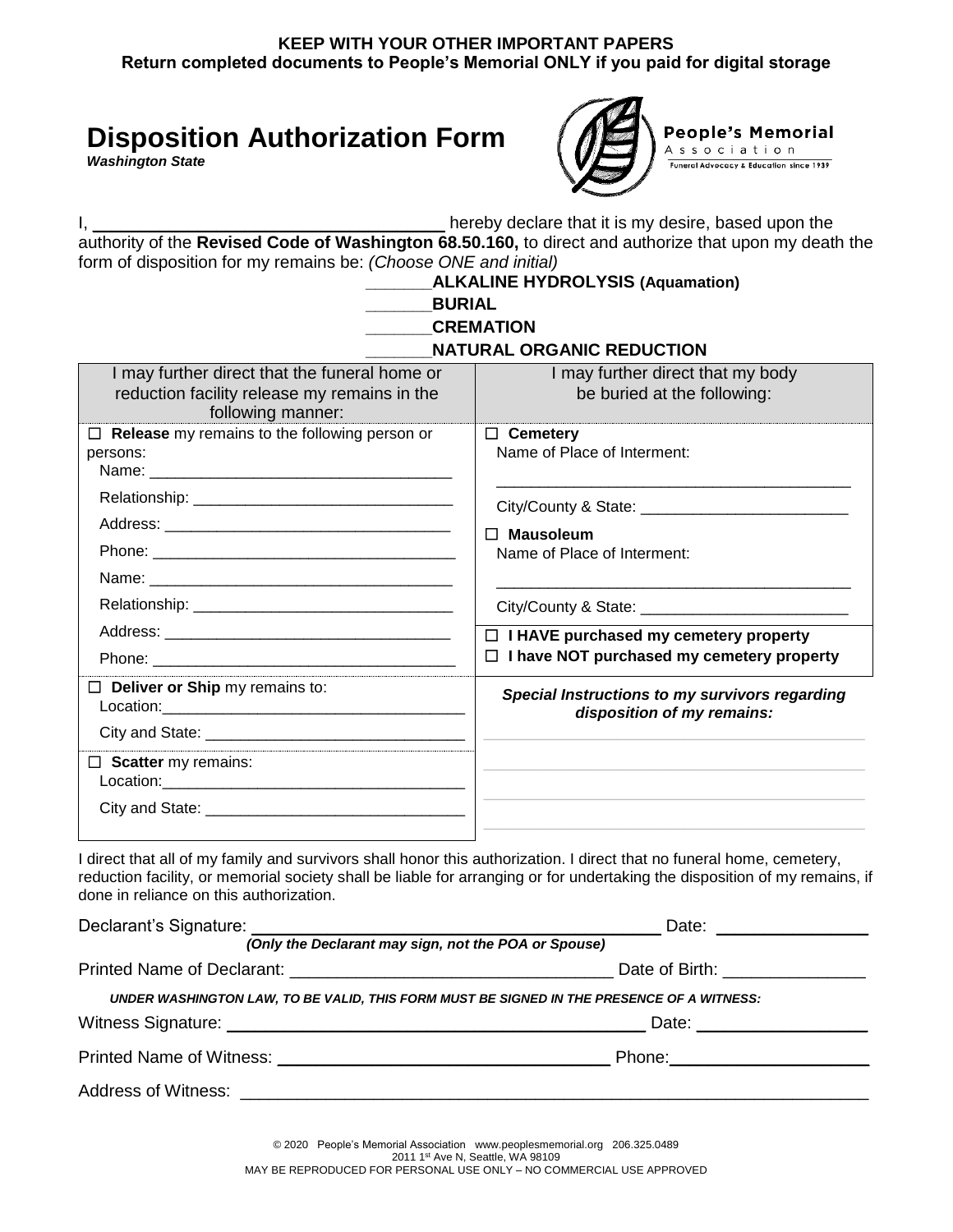**KEEP WITH YOUR OTHER IMPORTANT PAPERS**
**Return completed documents to People's Memorial ONLY if you paid for digital storage**

# Disposition Authorization Form

***Washington State***

People's Memorial Association
Funeral Advocacy & Education since 1939

I, ____________________________________ hereby declare that it is my desire, based upon the authority of the **Revised Code of Washington 68.50.160,** to direct and authorize that upon my death the form of disposition for my remains be: *(Choose ONE and initial)*

_______**ALKALINE HYDROLYSIS (Aquamation)**
_______**BURIAL**
_______**CREMATION**
_______**NATURAL ORGANIC REDUCTION**

| I may further direct that the funeral home or reduction facility release my remains in the following manner: | I may further direct that my body be buried at the following: |
|---|---|
| ☐ **Release** my remains to the following person or persons:<br>Name: ________________________<br>Relationship: ____________________<br>Address: ______________________<br>Phone: ________________________<br>Name: ________________________<br>Relationship: ____________________<br>Address: ______________________<br>Phone: ________________________ | ☐ **Cemetery**<br>Name of Place of Interment:<br>______________________________<br>City/County & State: ________________<br>☐ **Mausoleum**<br>Name of Place of Interment:<br>______________________________<br>City/County & State: ________________<br>☐ **I HAVE purchased my cemetery property**<br>☐ **I have NOT purchased my cemetery property** |
| ☐ **Deliver or Ship** my remains to:<br>Location:______________________<br>City and State: __________________<br>☐ **Scatter** my remains:<br>Location:______________________<br>City and State: __________________ | ***Special Instructions to my survivors regarding disposition of my remains:***<br>______________________________<br>______________________________<br>______________________________<br>______________________________ |

I direct that all of my family and survivors shall honor this authorization. I direct that no funeral home, cemetery, reduction facility, or memorial society shall be liable for arranging or for undertaking the disposition of my remains, if done in reliance on this authorization.

Declarant's Signature: ____________________________________ Date: ______________
***(Only the Declarant may sign, not the POA or Spouse)***

Printed Name of Declarant: ______________________________ Date of Birth: ______________

***UNDER WASHINGTON LAW, TO BE VALID, THIS FORM MUST BE SIGNED IN THE PRESENCE OF A WITNESS:***

Witness Signature: ____________________________________ Date: ______________

Printed Name of Witness: ______________________________ Phone: ______________

Address of Witness: ______________________________________________________

© 2020 People's Memorial Association www.peoplesmemorial.org 206.325.0489
2011 1st Ave N, Seattle, WA 98109
MAY BE REPRODUCED FOR PERSONAL USE ONLY – NO COMMERCIAL USE APPROVED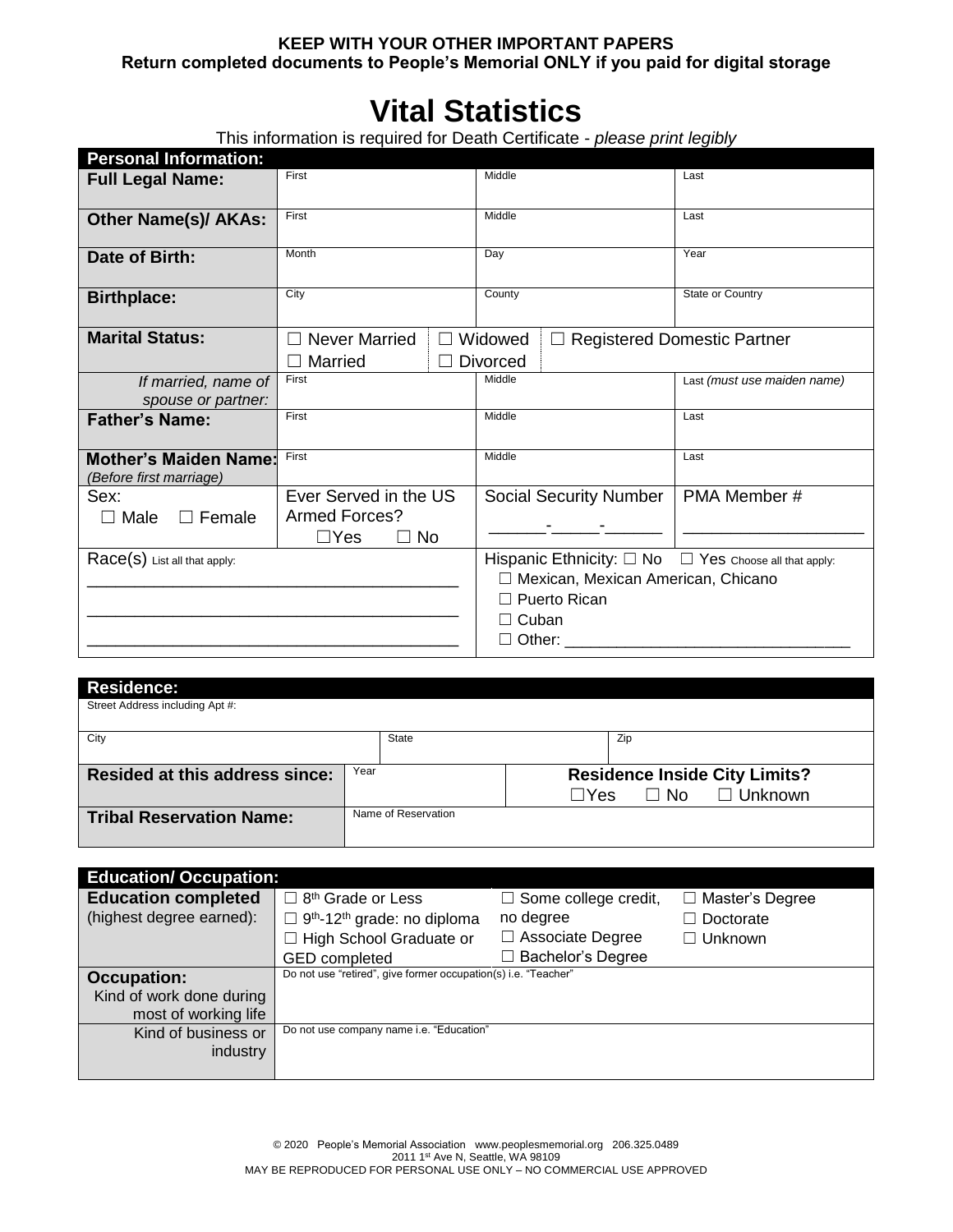**KEEP WITH YOUR OTHER IMPORTANT PAPERS**
**Return completed documents to People's Memorial ONLY if you paid for digital storage**

# Vital Statistics

This information is required for Death Certificate - *please print legibly*

| **Personal Information:** | | | |
|---|---|---|---|
| **Full Legal Name:** | First | Middle | Last |
| **Other Name(s)/ AKAs:** | First | Middle | Last |
| **Date of Birth:** | Month | Day | Year |
| **Birthplace:** | City | County | State or Country |
| **Marital Status:** | ☐ Never Married ☐ Married | ☐ Widowed ☐ Divorced | ☐ Registered Domestic Partner |
| *If married, name of spouse or partner:* | First | Middle | Last *(must use maiden name)* |
| **Father's Name:** | First | Middle | Last |
| **Mother's Maiden Name:** *(Before first marriage)* | First | Middle | Last |
| Sex: ☐ Male ☐ Female | Ever Served in the US Armed Forces? ☐Yes ☐ No | Social Security Number \_\_\_\_\_\_-\_\_\_\_\_-\_\_\_\_\_\_ | PMA Member # \_\_\_\_\_\_\_\_\_\_\_\_\_\_\_\_\_\_ |
| Race(s) List all that apply: \_\_\_\_\_\_\_\_\_\_\_\_\_\_\_\_\_\_\_\_\_\_\_\_\_\_\_\_\_\_\_\_\_\_\_\_\_\_\_\_ \_\_\_\_\_\_\_\_\_\_\_\_\_\_\_\_\_\_\_\_\_\_\_\_\_\_\_\_\_\_\_\_\_\_\_\_\_\_\_\_ \_\_\_\_\_\_\_\_\_\_\_\_\_\_\_\_\_\_\_\_\_\_\_\_\_\_\_\_\_\_\_\_\_\_\_\_\_\_\_\_ | | Hispanic Ethnicity: ☐ No ☐ Yes Choose all that apply: ☐ Mexican, Mexican American, Chicano ☐ Puerto Rican ☐ Cuban ☐ Other: \_\_\_\_\_\_\_\_\_\_\_\_\_\_\_\_\_\_\_\_\_\_\_\_\_\_\_\_\_\_\_\_\_ | |

| **Residence:** | | | |
|---|---|---|---|
| Street Address including Apt #: | | | |
| City | State | Zip | |
| **Resided at this address since:** | Year | **Residence Inside City Limits?** ☐Yes ☐ No ☐ Unknown | |
| **Tribal Reservation Name:** | Name of Reservation | | |

| **Education/ Occupation:** | | | |
|---|---|---|---|
| **Education completed** (highest degree earned): | ☐ 8th Grade or Less ☐ 9th-12th grade: no diploma ☐ High School Graduate or GED completed | ☐ Some college credit, no degree ☐ Associate Degree ☐ Bachelor's Degree | ☐ Master's Degree ☐ Doctorate ☐ Unknown |
| **Occupation:** Kind of work done during most of working life | Do not use "retired", give former occupation(s) i.e. "Teacher" | | |
| Kind of business or industry | Do not use company name i.e. "Education" | | |

© 2020 People's Memorial Association www.peoplesmemorial.org 206.325.0489
2011 1st Ave N, Seattle, WA 98109
MAY BE REPRODUCED FOR PERSONAL USE ONLY – NO COMMERCIAL USE APPROVED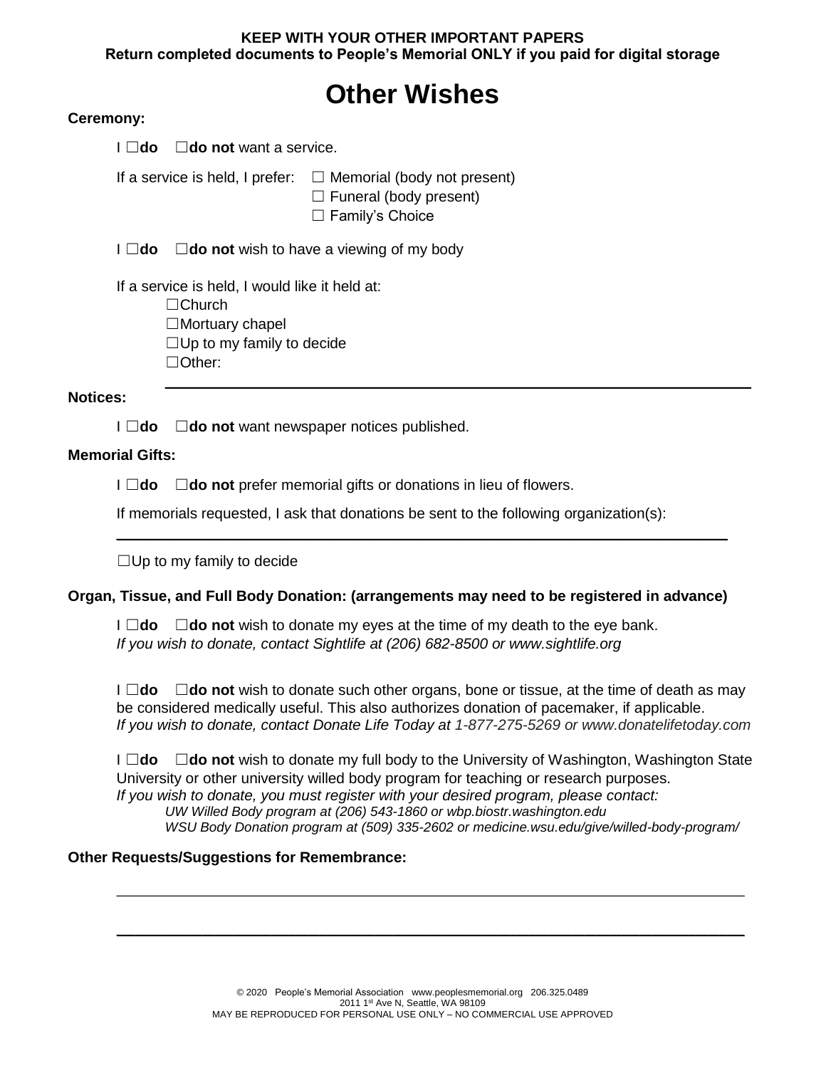**KEEP WITH YOUR OTHER IMPORTANT PAPERS**
**Return completed documents to People's Memorial ONLY if you paid for digital storage**

# Other Wishes

**Ceremony:**

I ☐**do** ☐**do not** want a service.

If a service is held, I prefer: ☐ Memorial (body not present)
☐ Funeral (body present)
☐ Family's Choice

I ☐**do** ☐**do not** wish to have a viewing of my body

If a service is held, I would like it held at:
☐Church
☐Mortuary chapel
☐Up to my family to decide
☐Other: ______________________________________________

**Notices:**

I ☐**do** ☐**do not** want newspaper notices published.

**Memorial Gifts:**

I ☐**do** ☐**do not** prefer memorial gifts or donations in lieu of flowers.

If memorials requested, I ask that donations be sent to the following organization(s):

______________________________________________

☐Up to my family to decide

**Organ, Tissue, and Full Body Donation: (arrangements may need to be registered in advance)**

I ☐**do** ☐**do not** wish to donate my eyes at the time of my death to the eye bank.
*If you wish to donate, contact Sightlife at (206) 682-8500 or www.sightlife.org*

I ☐**do** ☐**do not** wish to donate such other organs, bone or tissue, at the time of death as may be considered medically useful. This also authorizes donation of pacemaker, if applicable.
*If you wish to donate, contact Donate Life Today at 1-877-275-5269 or www.donatelifetoday.com*

I ☐**do** ☐**do not** wish to donate my full body to the University of Washington, Washington State University or other university willed body program for teaching or research purposes.
*If you wish to donate, you must register with your desired program, please contact:*
*UW Willed Body program at (206) 543-1860 or wbp.biostr.washington.edu*
*WSU Body Donation program at (509) 335-2602 or medicine.wsu.edu/give/willed-body-program/*

**Other Requests/Suggestions for Remembrance:**

______________________________________________

______________________________________________

© 2020 People's Memorial Association www.peoplesmemorial.org 206.325.0489
2011 1st Ave N, Seattle, WA 98109
MAY BE REPRODUCED FOR PERSONAL USE ONLY – NO COMMERCIAL USE APPROVED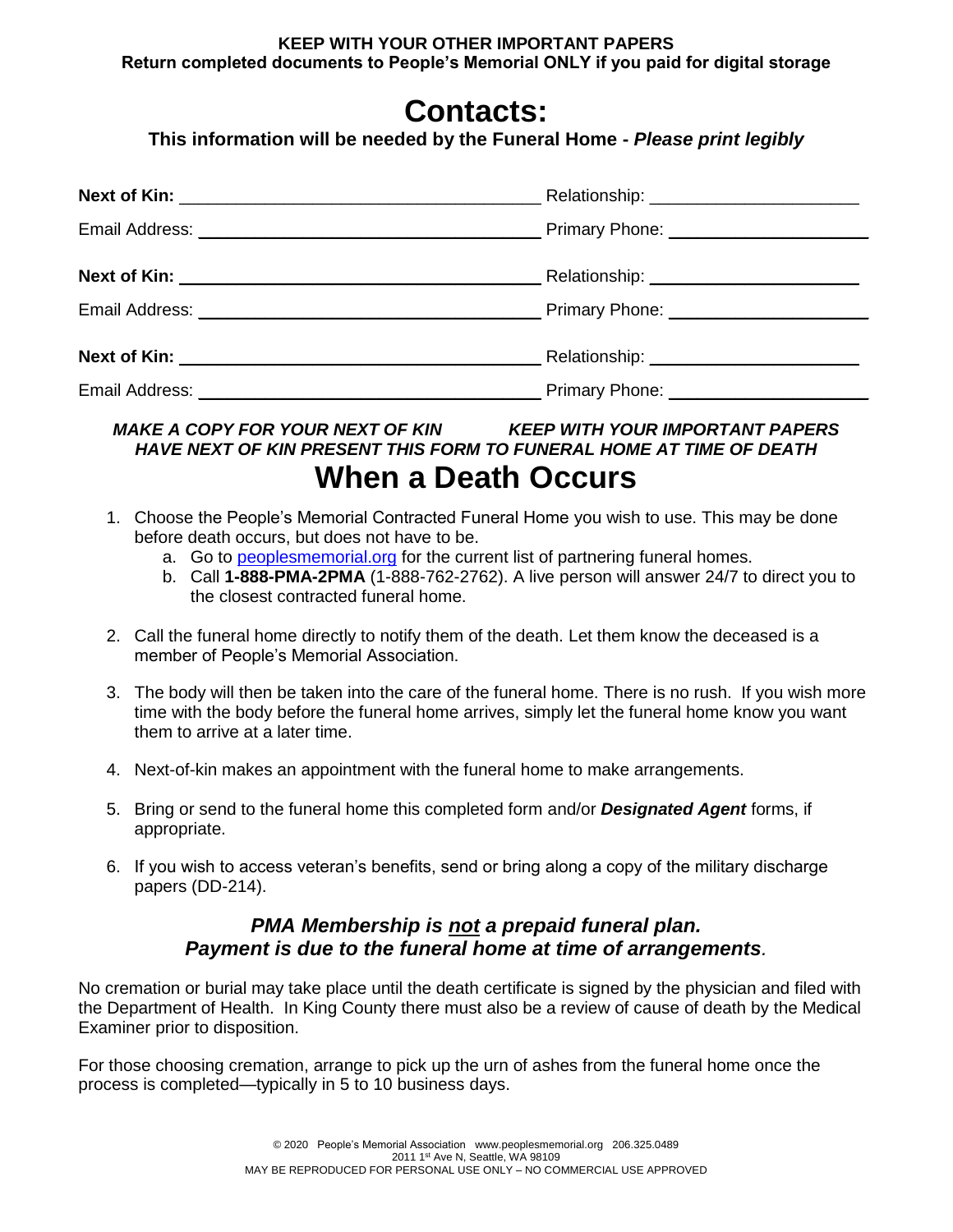**KEEP WITH YOUR OTHER IMPORTANT PAPERS**
**Return completed documents to People's Memorial ONLY if you paid for digital storage**

# Contacts:

**This information will be needed by the Funeral Home -** ***Please print legibly***

**Next of Kin:** ______________________________________ Relationship: ______________________

Email Address: ___________________________________ Primary Phone: _____________________

**Next of Kin:** ______________________________________ Relationship: ______________________

Email Address: ___________________________________ Primary Phone: _____________________

**Next of Kin:** ______________________________________ Relationship: ______________________

Email Address: ___________________________________ Primary Phone: _____________________

***MAKE A COPY FOR YOUR NEXT OF KIN KEEP WITH YOUR IMPORTANT PAPERS***
***HAVE NEXT OF KIN PRESENT THIS FORM TO FUNERAL HOME AT TIME OF DEATH***

# When a Death Occurs

1. Choose the People's Memorial Contracted Funeral Home you wish to use. This may be done before death occurs, but does not have to be.
   a. Go to peoplesmemorial.org for the current list of partnering funeral homes.
   b. Call **1-888-PMA-2PMA** (1-888-762-2762). A live person will answer 24/7 to direct you to the closest contracted funeral home.
2. Call the funeral home directly to notify them of the death. Let them know the deceased is a member of People's Memorial Association.
3. The body will then be taken into the care of the funeral home. There is no rush. If you wish more time with the body before the funeral home arrives, simply let the funeral home know you want them to arrive at a later time.
4. Next-of-kin makes an appointment with the funeral home to make arrangements.
5. Bring or send to the funeral home this completed form and/or ***Designated Agent*** forms, if appropriate.
6. If you wish to access veteran's benefits, send or bring along a copy of the military discharge papers (DD-214).

***PMA Membership is <u>not</u> a prepaid funeral plan.***
***Payment is due to the funeral home at time of arrangements.***

No cremation or burial may take place until the death certificate is signed by the physician and filed with the Department of Health. In King County there must also be a review of cause of death by the Medical Examiner prior to disposition.

For those choosing cremation, arrange to pick up the urn of ashes from the funeral home once the process is completed—typically in 5 to 10 business days.

© 2020 People's Memorial Association www.peoplesmemorial.org 206.325.0489
2011 1st Ave N, Seattle, WA 98109
MAY BE REPRODUCED FOR PERSONAL USE ONLY – NO COMMERCIAL USE APPROVED